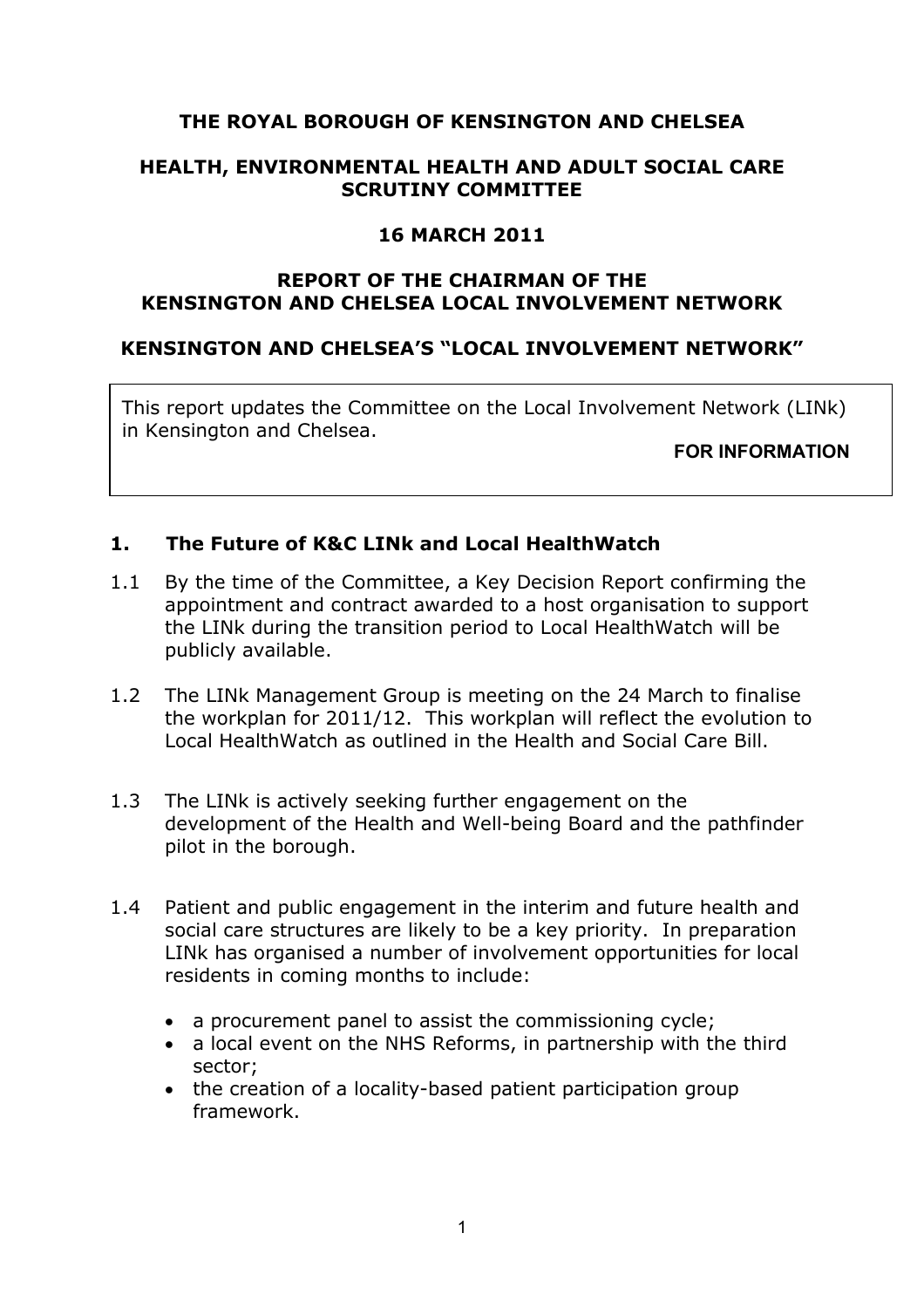**THE ROYAL BOROUGH OF KENSINGTON AND CHELSEA**

**HEALTH, ENVIRONMENTAL HEALTH AND ADULT SOCIAL CARE SCRUTINY COMMITTEE**

**16 MARCH 2011**

**REPORT OF THE CHAIRMAN OF THE KENSINGTON AND CHELSEA LOCAL INVOLVEMENT NETWORK**

**KENSINGTON AND CHELSEA'S "LOCAL INVOLVEMENT NETWORK"**

> This report updates the Committee on the Local Involvement Network (LINk) in Kensington and Chelsea.
>
> **FOR INFORMATION**

## 1. The Future of K&C LINk and Local HealthWatch

1.1 By the time of the Committee, a Key Decision Report confirming the appointment and contract awarded to a host organisation to support the LINk during the transition period to Local HealthWatch will be publicly available.

1.2 The LINk Management Group is meeting on the 24 March to finalise the workplan for 2011/12. This workplan will reflect the evolution to Local HealthWatch as outlined in the Health and Social Care Bill.

1.3 The LINk is actively seeking further engagement on the development of the Health and Well-being Board and the pathfinder pilot in the borough.

1.4 Patient and public engagement in the interim and future health and social care structures are likely to be a key priority. In preparation LINk has organised a number of involvement opportunities for local residents in coming months to include:

- a procurement panel to assist the commissioning cycle;
- a local event on the NHS Reforms, in partnership with the third sector;
- the creation of a locality-based patient participation group framework.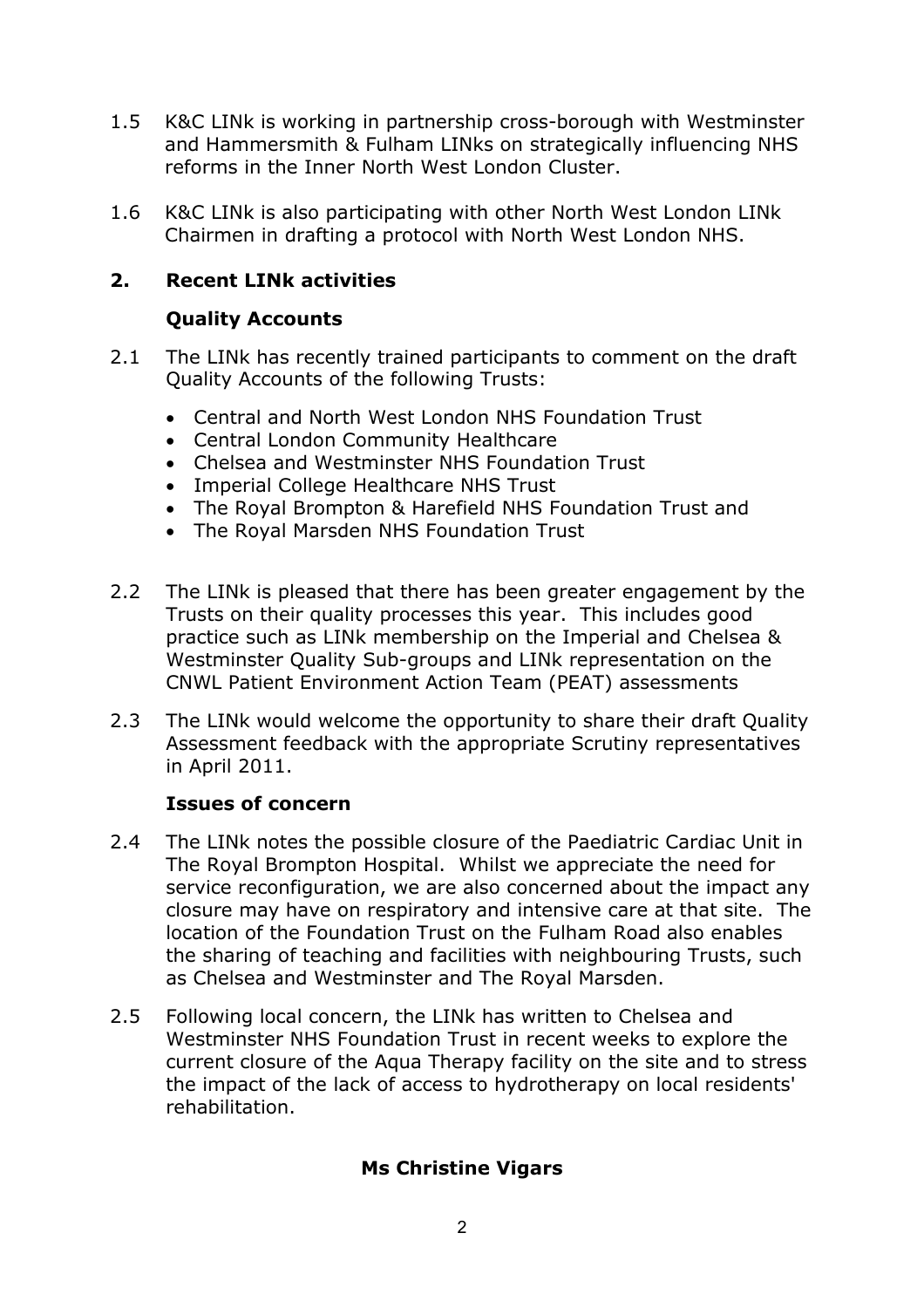1.5 K&C LINk is working in partnership cross-borough with Westminster and Hammersmith & Fulham LINks on strategically influencing NHS reforms in the Inner North West London Cluster.

1.6 K&C LINk is also participating with other North West London LINk Chairmen in drafting a protocol with North West London NHS.

## 2. Recent LINk activities

### Quality Accounts

2.1 The LINk has recently trained participants to comment on the draft Quality Accounts of the following Trusts:

- Central and North West London NHS Foundation Trust
- Central London Community Healthcare
- Chelsea and Westminster NHS Foundation Trust
- Imperial College Healthcare NHS Trust
- The Royal Brompton & Harefield NHS Foundation Trust and
- The Royal Marsden NHS Foundation Trust

2.2 The LINk is pleased that there has been greater engagement by the Trusts on their quality processes this year. This includes good practice such as LINk membership on the Imperial and Chelsea & Westminster Quality Sub-groups and LINk representation on the CNWL Patient Environment Action Team (PEAT) assessments

2.3 The LINk would welcome the opportunity to share their draft Quality Assessment feedback with the appropriate Scrutiny representatives in April 2011.

### Issues of concern

2.4 The LINk notes the possible closure of the Paediatric Cardiac Unit in The Royal Brompton Hospital. Whilst we appreciate the need for service reconfiguration, we are also concerned about the impact any closure may have on respiratory and intensive care at that site. The location of the Foundation Trust on the Fulham Road also enables the sharing of teaching and facilities with neighbouring Trusts, such as Chelsea and Westminster and The Royal Marsden.

2.5 Following local concern, the LINk has written to Chelsea and Westminster NHS Foundation Trust in recent weeks to explore the current closure of the Aqua Therapy facility on the site and to stress the impact of the lack of access to hydrotherapy on local residents' rehabilitation.

**Ms Christine Vigars**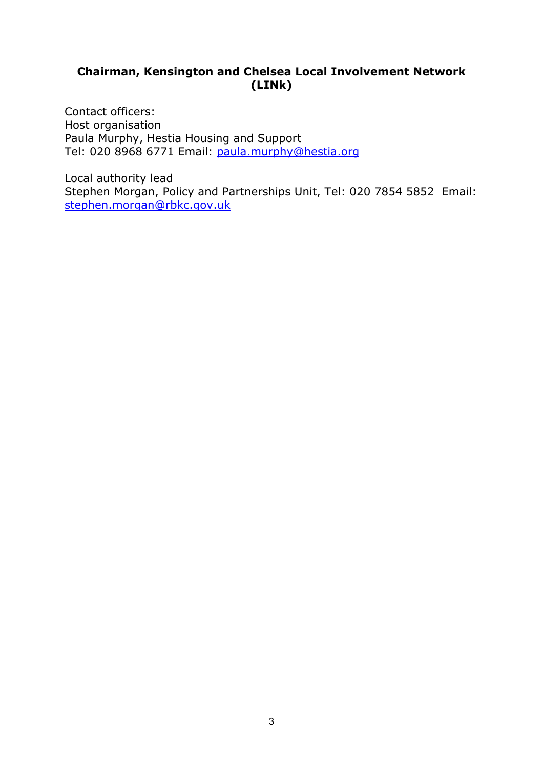**Chairman, Kensington and Chelsea Local Involvement Network (LINk)**

Contact officers:
Host organisation
Paula Murphy, Hestia Housing and Support
Tel: 020 8968 6771 Email: paula.murphy@hestia.org

Local authority lead
Stephen Morgan, Policy and Partnerships Unit, Tel: 020 7854 5852 Email: stephen.morgan@rbkc.gov.uk